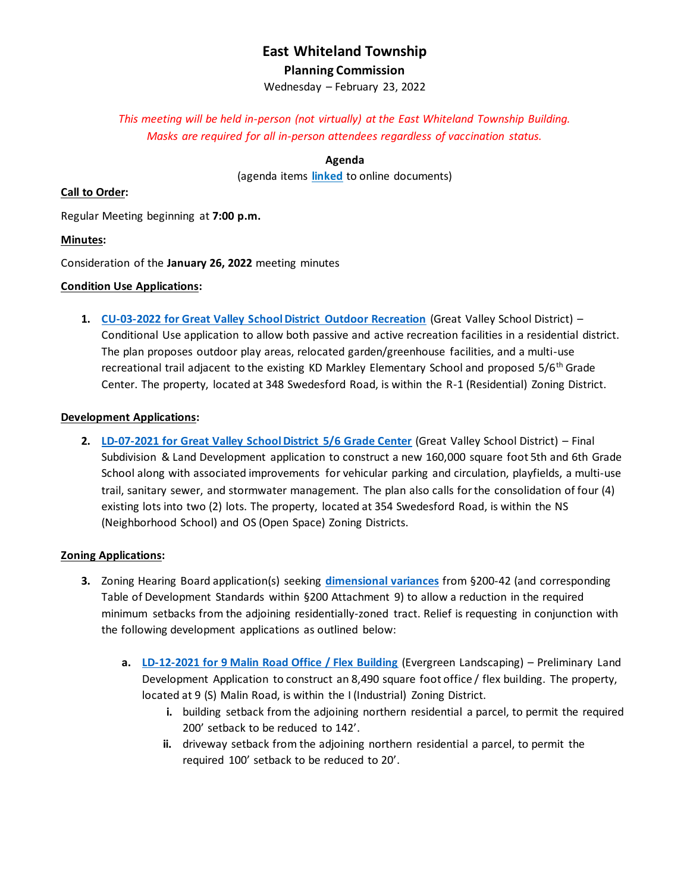# East Whiteland Township

## Planning Commission

Wednesday – February 23, 2022

*This meeting will be held in-person (not virtually) at the East Whiteland Township Building. Masks are required for all in-person attendees regardless of vaccination status.*

**Agenda**

(agenda items **linked** to online documents)

**Call to Order:**

Regular Meeting beginning at **7:00 p.m.**

**Minutes:**

Consideration of the **January 26, 2022** meeting minutes

**Condition Use Applications:**

1. **CU-03-2022 for Great Valley School District Outdoor Recreation** (Great Valley School District) – Conditional Use application to allow both passive and active recreation facilities in a residential district. The plan proposes outdoor play areas, relocated garden/greenhouse facilities, and a multi-use recreational trail adjacent to the existing KD Markley Elementary School and proposed 5/6th Grade Center. The property, located at 348 Swedesford Road, is within the R-1 (Residential) Zoning District.

**Development Applications:**

2. **LD-07-2021 for Great Valley School District 5/6 Grade Center** (Great Valley School District) – Final Subdivision & Land Development application to construct a new 160,000 square foot 5th and 6th Grade School along with associated improvements for vehicular parking and circulation, playfields, a multi-use trail, sanitary sewer, and stormwater management. The plan also calls for the consolidation of four (4) existing lots into two (2) lots. The property, located at 354 Swedesford Road, is within the NS (Neighborhood School) and OS (Open Space) Zoning Districts.

**Zoning Applications:**

3. Zoning Hearing Board application(s) seeking **dimensional variances** from §200-42 (and corresponding Table of Development Standards within §200 Attachment 9) to allow a reduction in the required minimum setbacks from the adjoining residentially-zoned tract. Relief is requesting in conjunction with the following development applications as outlined below:

   a. **LD-12-2021 for 9 Malin Road Office / Flex Building** (Evergreen Landscaping) – Preliminary Land Development Application to construct an 8,490 square foot office / flex building. The property, located at 9 (S) Malin Road, is within the I (Industrial) Zoning District.

      i. building setback from the adjoining northern residential a parcel, to permit the required 200' setback to be reduced to 142'.

      ii. driveway setback from the adjoining northern residential a parcel, to permit the required 100' setback to be reduced to 20'.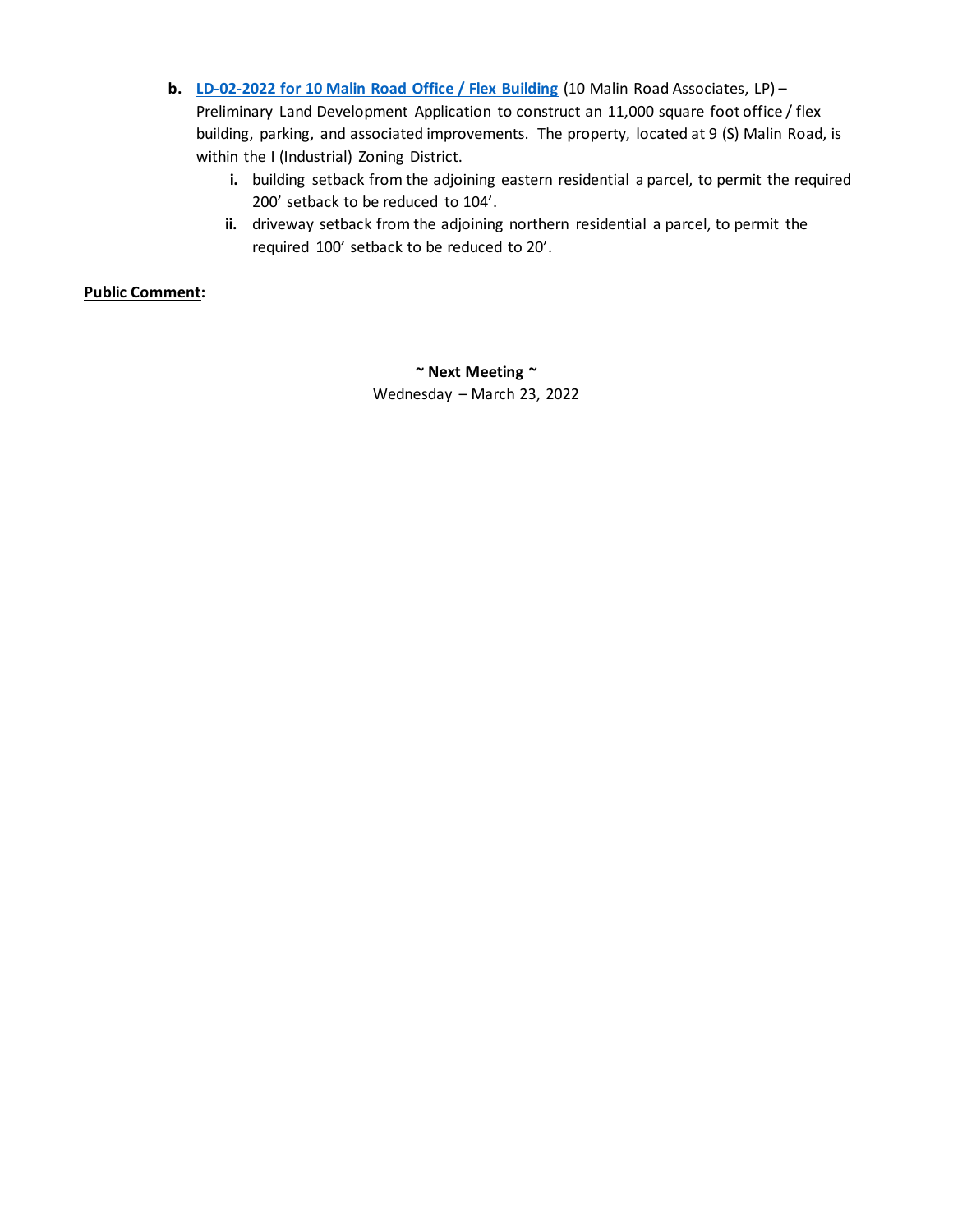b. **LD-02-2022 for 10 Malin Road Office / Flex Building** (10 Malin Road Associates, LP) – Preliminary Land Development Application to construct an 11,000 square foot office / flex building, parking, and associated improvements. The property, located at 9 (S) Malin Road, is within the I (Industrial) Zoning District.

   i. building setback from the adjoining eastern residential a parcel, to permit the required 200' setback to be reduced to 104'.

   ii. driveway setback from the adjoining northern residential a parcel, to permit the required 100' setback to be reduced to 20'.

**Public Comment:**

**~ Next Meeting ~**

Wednesday – March 23, 2022